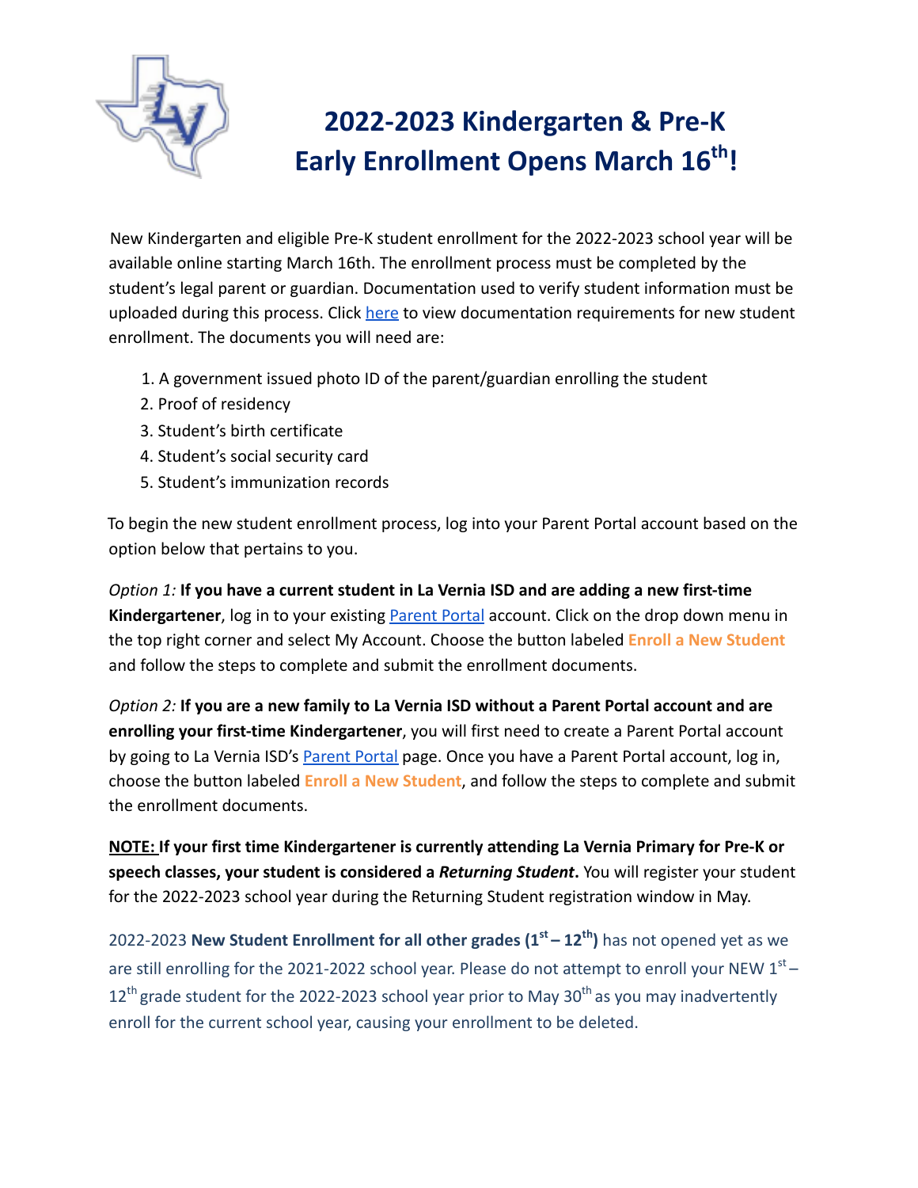# 2022-2023 Kindergarten & Pre-K Early Enrollment Opens March 16th!

New Kindergarten and eligible Pre-K student enrollment for the 2022-2023 school year will be available online starting March 16th. The enrollment process must be completed by the student's legal parent or guardian. Documentation used to verify student information must be uploaded during this process. Click [here] to view documentation requirements for new student enrollment. The documents you will need are:

1. A government issued photo ID of the parent/guardian enrolling the student
2. Proof of residency
3. Student's birth certificate
4. Student's social security card
5. Student's immunization records

To begin the new student enrollment process, log into your Parent Portal account based on the option below that pertains to you.

*Option 1:* **If you have a current student in La Vernia ISD and are adding a new first-time Kindergartener**, log in to your existing Parent Portal account. Click on the drop down menu in the top right corner and select My Account. Choose the button labeled **Enroll a New Student** and follow the steps to complete and submit the enrollment documents.

*Option 2:* **If you are a new family to La Vernia ISD without a Parent Portal account and are enrolling your first-time Kindergartener**, you will first need to create a Parent Portal account by going to La Vernia ISD's Parent Portal page. Once you have a Parent Portal account, log in, choose the button labeled **Enroll a New Student**, and follow the steps to complete and submit the enrollment documents.

**NOTE: If your first time Kindergartener is currently attending La Vernia Primary for Pre-K or speech classes, your student is considered a *Returning Student*.** You will register your student for the 2022-2023 school year during the Returning Student registration window in May.

2022-2023 **New Student Enrollment for all other grades (1st – 12th)** has not opened yet as we are still enrolling for the 2021-2022 school year. Please do not attempt to enroll your NEW 1st – 12th grade student for the 2022-2023 school year prior to May 30th as you may inadvertently enroll for the current school year, causing your enrollment to be deleted.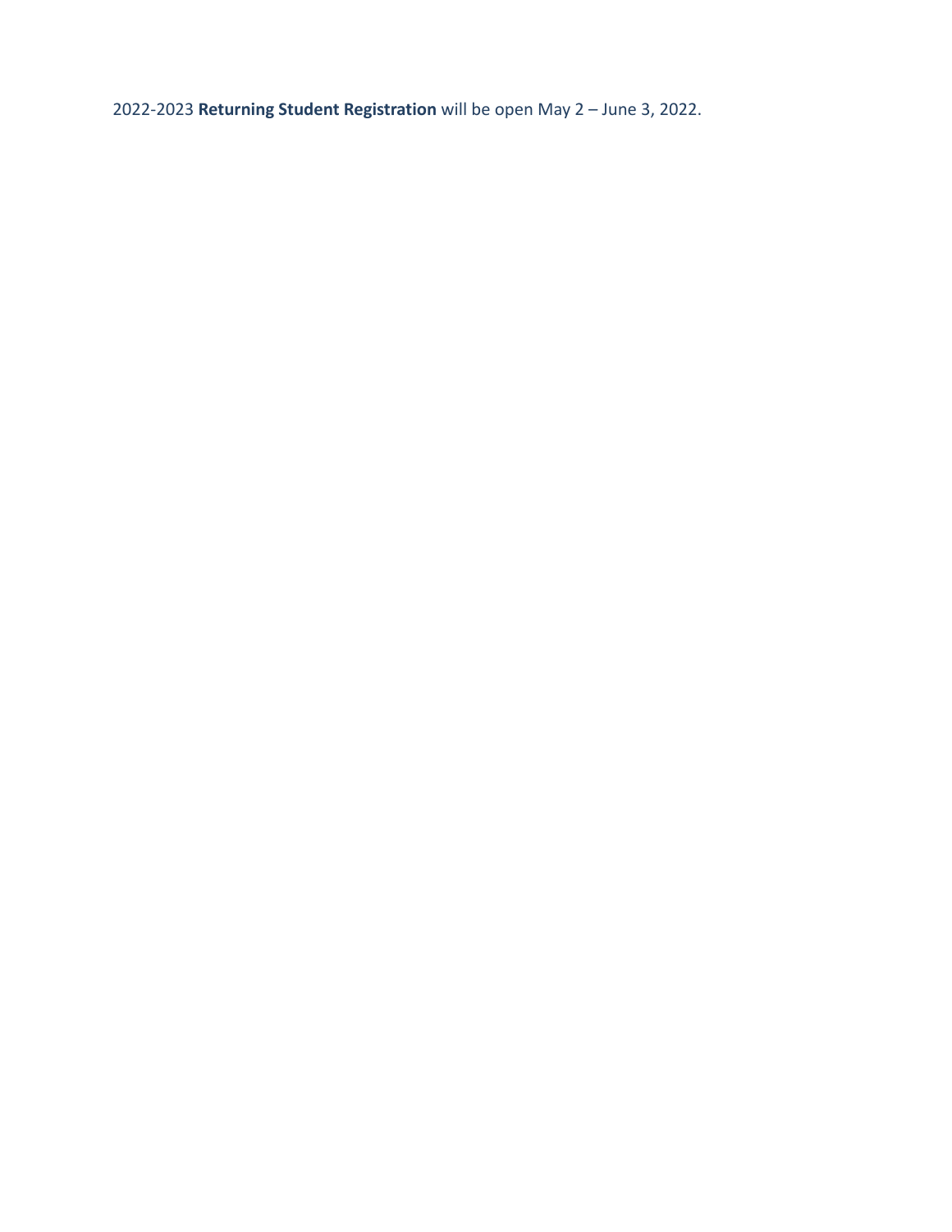2022-2023 **Returning Student Registration** will be open May 2 – June 3, 2022.